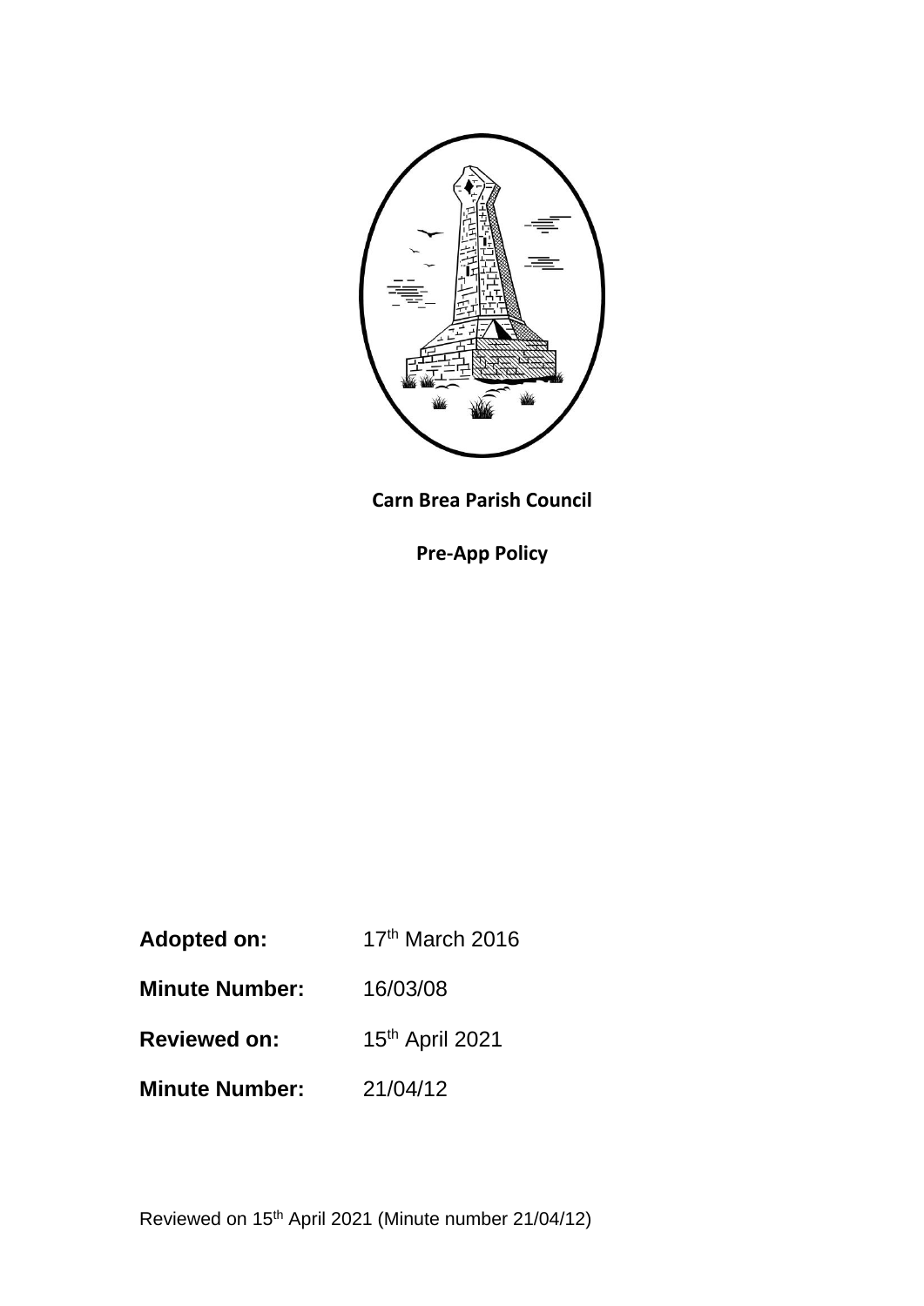**Carn Brea Parish Council**

**Pre-App Policy**

**Adopted on:** 17th March 2016

**Minute Number:** 16/03/08

**Reviewed on:** 15th April 2021

**Minute Number:** 21/04/12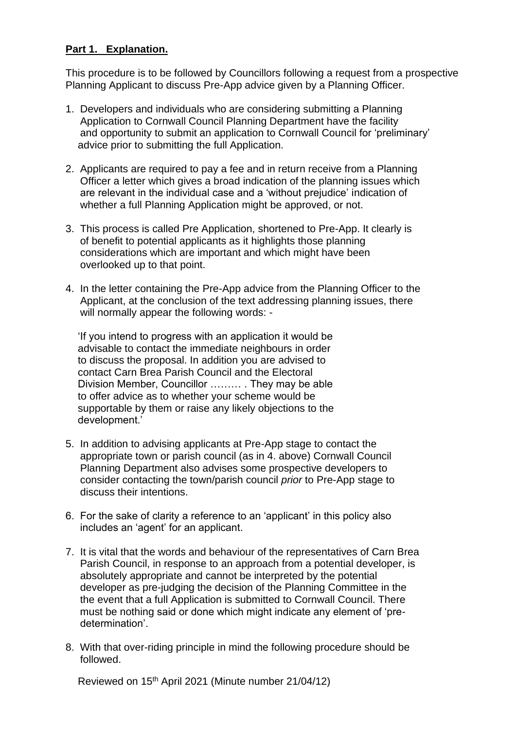**Part 1. Explanation.**

This procedure is to be followed by Councillors following a request from a prospective Planning Applicant to discuss Pre-App advice given by a Planning Officer.

1. Developers and individuals who are considering submitting a Planning Application to Cornwall Council Planning Department have the facility and opportunity to submit an application to Cornwall Council for 'preliminary' advice prior to submitting the full Application.

2. Applicants are required to pay a fee and in return receive from a Planning Officer a letter which gives a broad indication of the planning issues which are relevant in the individual case and a 'without prejudice' indication of whether a full Planning Application might be approved, or not.

3. This process is called Pre Application, shortened to Pre-App. It clearly is of benefit to potential applicants as it highlights those planning considerations which are important and which might have been overlooked up to that point.

4. In the letter containing the Pre-App advice from the Planning Officer to the Applicant, at the conclusion of the text addressing planning issues, there will normally appear the following words: -

   'If you intend to progress with an application it would be advisable to contact the immediate neighbours in order to discuss the proposal. In addition you are advised to contact Carn Brea Parish Council and the Electoral Division Member, Councillor ……… . They may be able to offer advice as to whether your scheme would be supportable by them or raise any likely objections to the development.'

5. In addition to advising applicants at Pre-App stage to contact the appropriate town or parish council (as in 4. above) Cornwall Council Planning Department also advises some prospective developers to consider contacting the town/parish council *prior* to Pre-App stage to discuss their intentions.

6. For the sake of clarity a reference to an 'applicant' in this policy also includes an 'agent' for an applicant.

7. It is vital that the words and behaviour of the representatives of Carn Brea Parish Council, in response to an approach from a potential developer, is absolutely appropriate and cannot be interpreted by the potential developer as pre-judging the decision of the Planning Committee in the the event that a full Application is submitted to Cornwall Council. There must be nothing said or done which might indicate any element of 'pre-determination'.

8. With that over-riding principle in mind the following procedure should be followed.

Reviewed on 15th April 2021 (Minute number 21/04/12)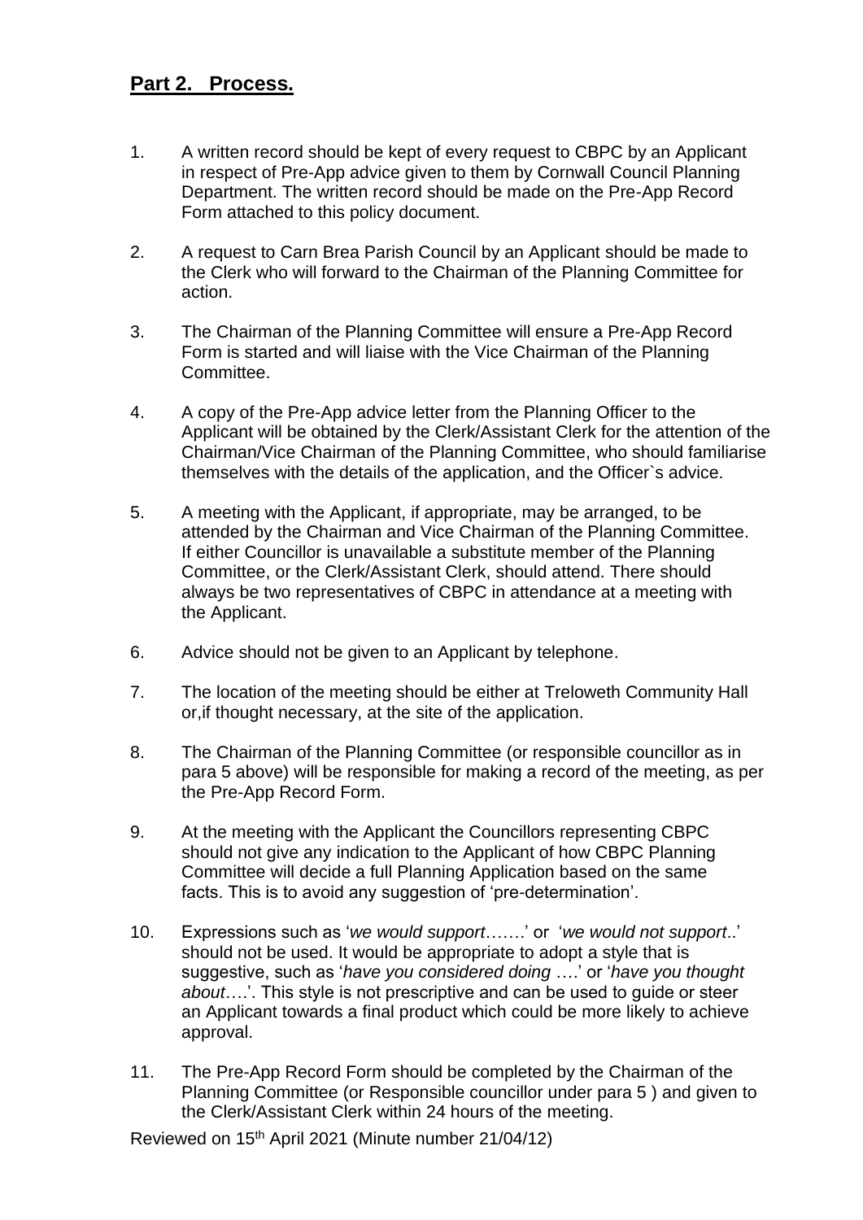## **Part 2. Process.**

1. A written record should be kept of every request to CBPC by an Applicant in respect of Pre-App advice given to them by Cornwall Council Planning Department. The written record should be made on the Pre-App Record Form attached to this policy document.

2. A request to Carn Brea Parish Council by an Applicant should be made to the Clerk who will forward to the Chairman of the Planning Committee for action.

3. The Chairman of the Planning Committee will ensure a Pre-App Record Form is started and will liaise with the Vice Chairman of the Planning Committee.

4. A copy of the Pre-App advice letter from the Planning Officer to the Applicant will be obtained by the Clerk/Assistant Clerk for the attention of the Chairman/Vice Chairman of the Planning Committee, who should familiarise themselves with the details of the application, and the Officer`s advice.

5. A meeting with the Applicant, if appropriate, may be arranged, to be attended by the Chairman and Vice Chairman of the Planning Committee. If either Councillor is unavailable a substitute member of the Planning Committee, or the Clerk/Assistant Clerk, should attend. There should always be two representatives of CBPC in attendance at a meeting with the Applicant.

6. Advice should not be given to an Applicant by telephone.

7. The location of the meeting should be either at Treloweth Community Hall or,if thought necessary, at the site of the application.

8. The Chairman of the Planning Committee (or responsible councillor as in para 5 above) will be responsible for making a record of the meeting, as per the Pre-App Record Form.

9. At the meeting with the Applicant the Councillors representing CBPC should not give any indication to the Applicant of how CBPC Planning Committee will decide a full Planning Application based on the same facts. This is to avoid any suggestion of 'pre-determination'.

10. Expressions such as '*we would support*…….' or '*we would not support*..' should not be used. It would be appropriate to adopt a style that is suggestive, such as '*have you considered doing* ….' or '*have you thought about*….'. This style is not prescriptive and can be used to guide or steer an Applicant towards a final product which could be more likely to achieve approval.

11. The Pre-App Record Form should be completed by the Chairman of the Planning Committee (or Responsible councillor under para 5 ) and given to the Clerk/Assistant Clerk within 24 hours of the meeting.

Reviewed on 15th April 2021 (Minute number 21/04/12)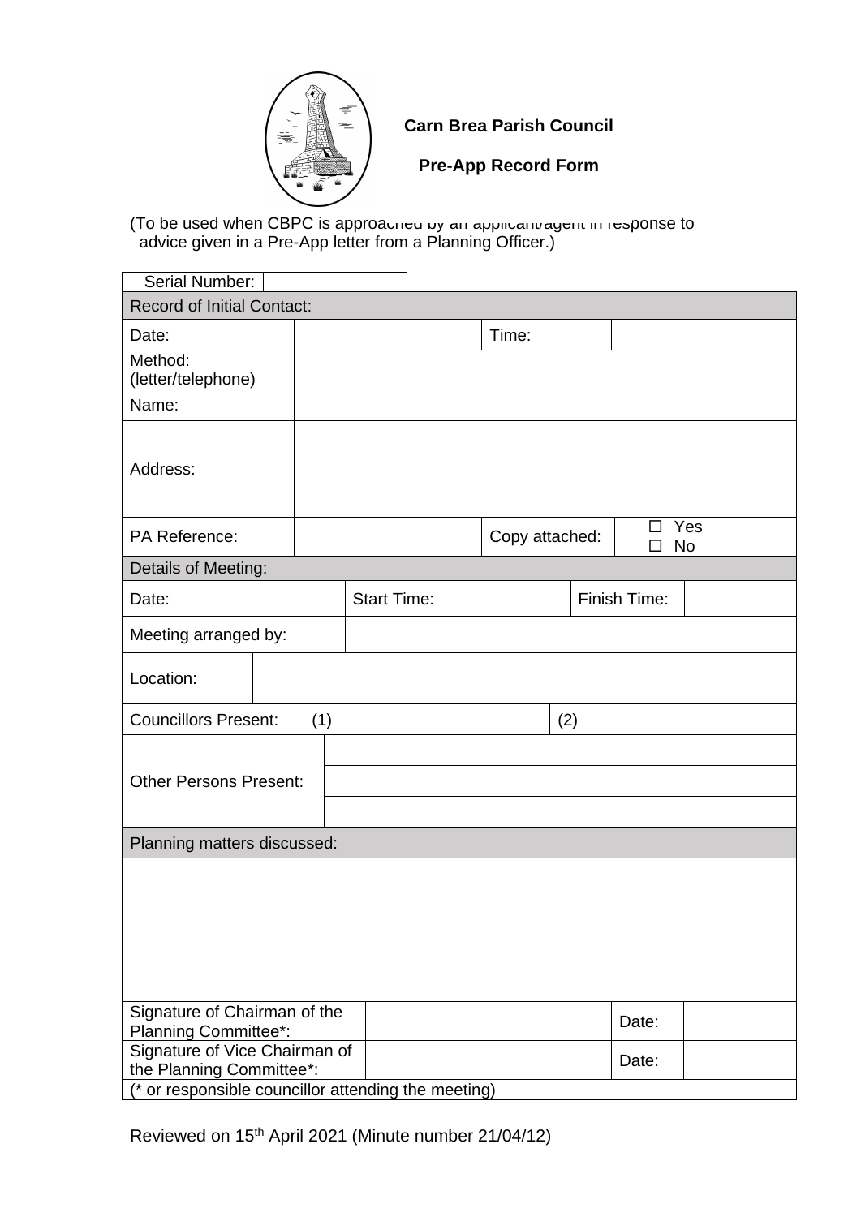**Carn Brea Parish Council**

**Pre-App Record Form**

(To be used when CBPC is approached by an applicant/agent in response to advice given in a Pre-App letter from a Planning Officer.)

| | | | |
|---|---|---|---|
| Serial Number: | | | |
| **Record of Initial Contact:** | | | |
| Date: | | Time: | |
| Method: (letter/telephone) | | | |
| Name: | | | |
| Address: | | | |
| PA Reference: | | Copy attached: | ☐ Yes ☐ No |

| | | | | | |
|---|---|---|---|---|---|
| **Details of Meeting:** | | | | | |
| Date: | | Start Time: | | Finish Time: | |
| Meeting arranged by: | | | | | |
| Location: | | | | | |
| Councillors Present: | (1) | | (2) | | |
| Other Persons Present: | | | | | |
| | | | | | |
| | | | | | |
| **Planning matters discussed:** | | | | | |
| | | | | | |

| | | | |
|---|---|---|---|
| Signature of Chairman of the Planning Committee*: | | Date: | |
| Signature of Vice Chairman of the Planning Committee*: | | Date: | |
| (* or responsible councillor attending the meeting) | | | |

Reviewed on 15th April 2021 (Minute number 21/04/12)